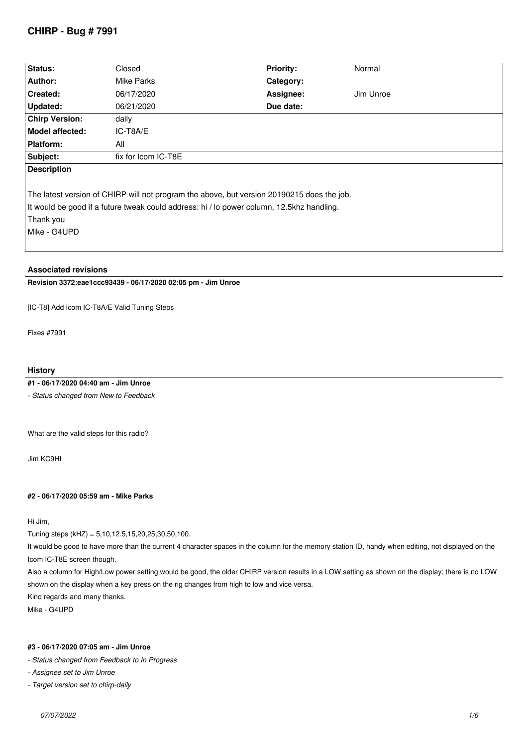# CHIRP - Bug # 7991

| Status: | Closed | Priority: | Normal |
|---|---|---|---|
| Author: | Mike Parks | Category: | |
| Created: | 06/17/2020 | Assignee: | Jim Unroe |
| Updated: | 06/21/2020 | Due date: | |
| Chirp Version: | daily | | |
| Model affected: | IC-T8A/E | | |
| Platform: | All | | |
| Subject: | fix for Icom IC-T8E | | |

**Description**

The latest version of CHIRP will not program the above, but version 20190215 does the job.

It would be good if a future tweak could address: hi / lo power column, 12.5khz handling.

Thank you

Mike - G4UPD

## Associated revisions

**Revision 3372:eae1ccc93439 - 06/17/2020 02:05 pm - Jim Unroe**

[IC-T8] Add Icom IC-T8A/E Valid Tuning Steps

Fixes #7991

## History

**#1 - 06/17/2020 04:40 am - Jim Unroe**

*- Status changed from New to Feedback*

What are the valid steps for this radio?

Jim KC9HI

**#2 - 06/17/2020 05:59 am - Mike Parks**

Hi Jim,

Tuning steps (kHZ) = 5,10,12.5,15,20,25,30,50,100.

It would be good to have more than the current 4 character spaces in the column for the memory station ID, handy when editing, not displayed on the Icom IC-T8E screen though.

Also a column for High/Low power setting would be good, the older CHIRP version results in a LOW setting as shown on the display; there is no LOW shown on the display when a key press on the rig changes from high to low and vice versa.

Kind regards and many thanks.

Mike - G4UPD

**#3 - 06/17/2020 07:05 am - Jim Unroe**

*- Status changed from Feedback to In Progress*

*- Assignee set to Jim Unroe*

*- Target version set to chirp-daily*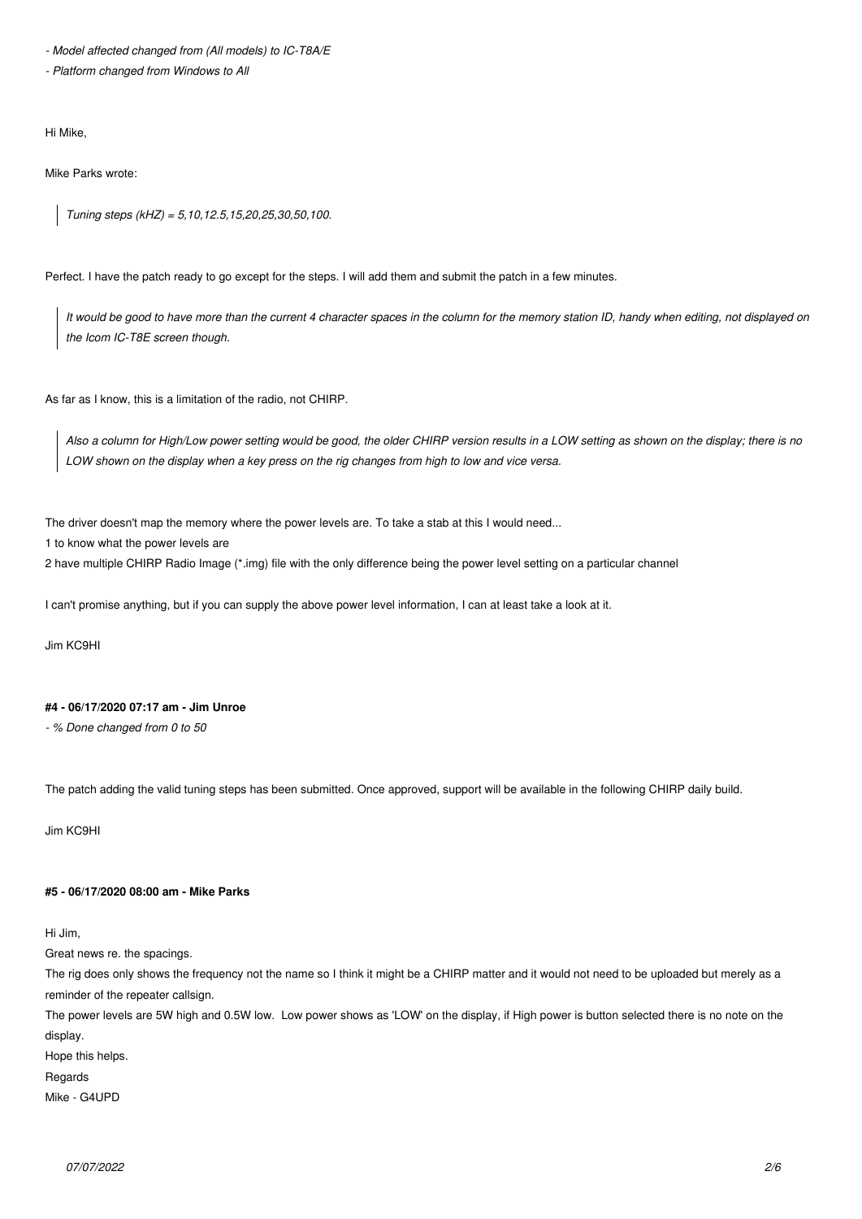*- Model affected changed from (All models) to IC-T8A/E*

*- Platform changed from Windows to All*

Hi Mike,

Mike Parks wrote:

> *Tuning steps (kHZ) = 5,10,12.5,15,20,25,30,50,100.*

Perfect. I have the patch ready to go except for the steps. I will add them and submit the patch in a few minutes.

> *It would be good to have more than the current 4 character spaces in the column for the memory station ID, handy when editing, not displayed on the Icom IC-T8E screen though.*

As far as I know, this is a limitation of the radio, not CHIRP.

> *Also a column for High/Low power setting would be good, the older CHIRP version results in a LOW setting as shown on the display; there is no LOW shown on the display when a key press on the rig changes from high to low and vice versa.*

The driver doesn't map the memory where the power levels are. To take a stab at this I would need...

1 to know what the power levels are

2 have multiple CHIRP Radio Image (*.img) file with the only difference being the power level setting on a particular channel

I can't promise anything, but if you can supply the above power level information, I can at least take a look at it.

Jim KC9HI

#### #4 - 06/17/2020 07:17 am - Jim Unroe

*- % Done changed from 0 to 50*

The patch adding the valid tuning steps has been submitted. Once approved, support will be available in the following CHIRP daily build.

Jim KC9HI

#### #5 - 06/17/2020 08:00 am - Mike Parks

Hi Jim,

Great news re. the spacings.

The rig does only shows the frequency not the name so I think it might be a CHIRP matter and it would not need to be uploaded but merely as a reminder of the repeater callsign.

The power levels are 5W high and 0.5W low. Low power shows as 'LOW' on the display, if High power is button selected there is no note on the display.

Hope this helps.

Regards

Mike - G4UPD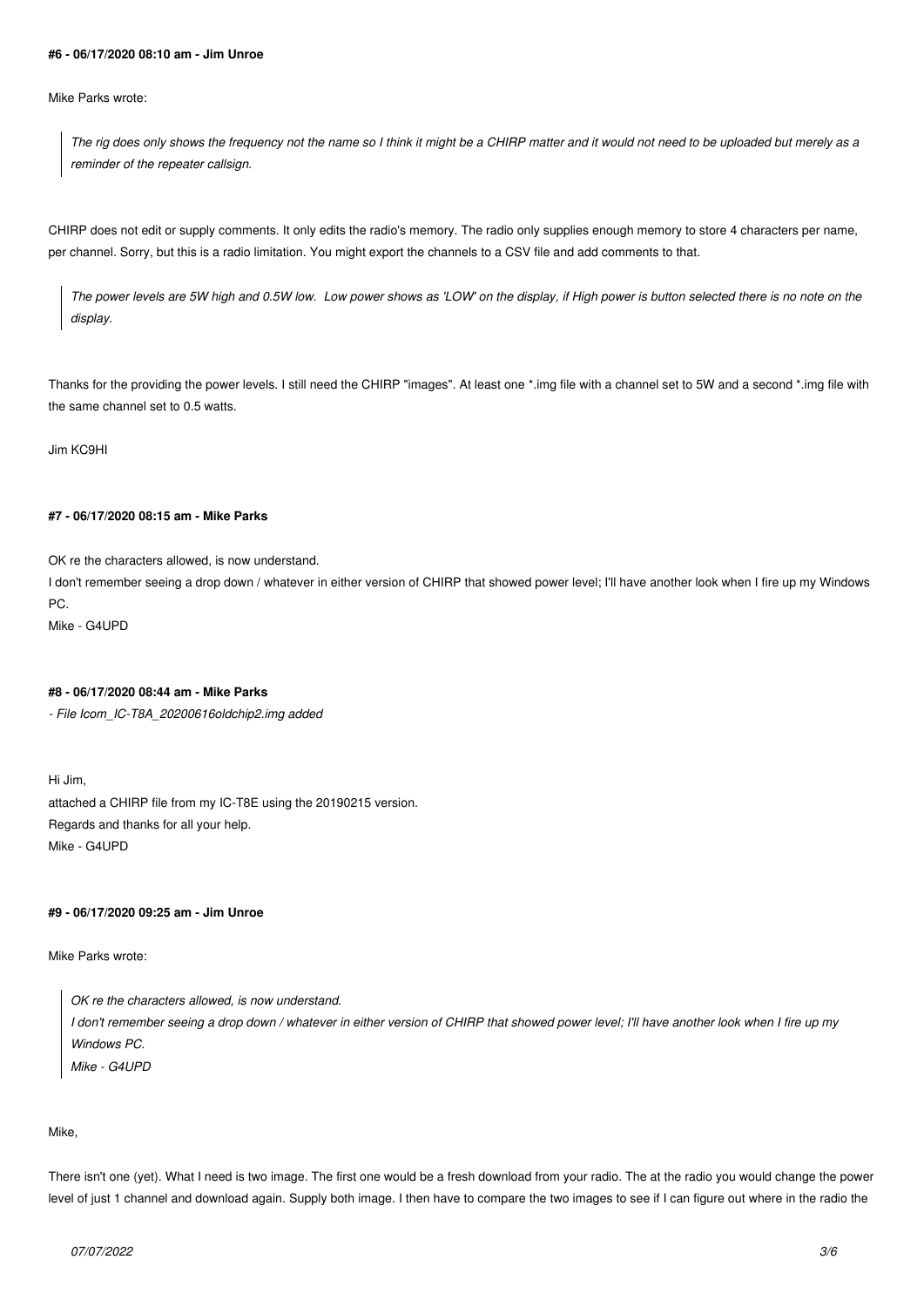#### #6 - 06/17/2020 08:10 am - Jim Unroe

Mike Parks wrote:

> *The rig does only shows the frequency not the name so I think it might be a CHIRP matter and it would not need to be uploaded but merely as a reminder of the repeater callsign.*

CHIRP does not edit or supply comments. It only edits the radio's memory. The radio only supplies enough memory to store 4 characters per name, per channel. Sorry, but this is a radio limitation. You might export the channels to a CSV file and add comments to that.

> *The power levels are 5W high and 0.5W low. Low power shows as 'LOW' on the display, if High power is button selected there is no note on the display.*

Thanks for the providing the power levels. I still need the CHIRP "images". At least one *.img file with a channel set to 5W and a second *.img file with the same channel set to 0.5 watts.

Jim KC9HI

#### #7 - 06/17/2020 08:15 am - Mike Parks

OK re the characters allowed, is now understand.
I don't remember seeing a drop down / whatever in either version of CHIRP that showed power level; I'll have another look when I fire up my Windows PC.
Mike - G4UPD

#### #8 - 06/17/2020 08:44 am - Mike Parks

*- File Icom_IC-T8A_20200616oldchip2.img added*

Hi Jim,
attached a CHIRP file from my IC-T8E using the 20190215 version.
Regards and thanks for all your help.
Mike - G4UPD

#### #9 - 06/17/2020 09:25 am - Jim Unroe

Mike Parks wrote:

> *OK re the characters allowed, is now understand.*
> *I don't remember seeing a drop down / whatever in either version of CHIRP that showed power level; I'll have another look when I fire up my Windows PC.*
> *Mike - G4UPD*

Mike,

There isn't one (yet). What I need is two image. The first one would be a fresh download from your radio. The at the radio you would change the power level of just 1 channel and download again. Supply both image. I then have to compare the two images to see if I can figure out where in the radio the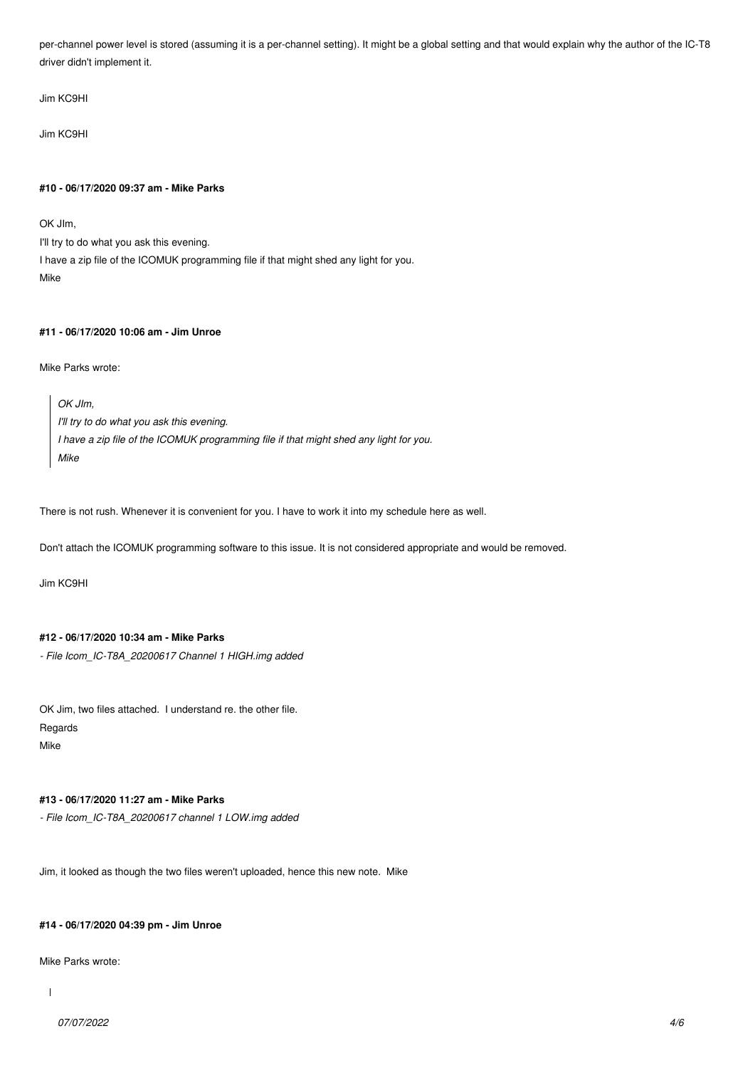per-channel power level is stored (assuming it is a per-channel setting). It might be a global setting and that would explain why the author of the IC-T8 driver didn't implement it.

Jim KC9HI

Jim KC9HI

#### #10 - 06/17/2020 09:37 am - Mike Parks

OK JIm,
I'll try to do what you ask this evening.
I have a zip file of the ICOMUK programming file if that might shed any light for you.
Mike

#### #11 - 06/17/2020 10:06 am - Jim Unroe

Mike Parks wrote:

> *OK JIm,*
> *I'll try to do what you ask this evening.*
> *I have a zip file of the ICOMUK programming file if that might shed any light for you.*
> *Mike*

There is not rush. Whenever it is convenient for you. I have to work it into my schedule here as well.

Don't attach the ICOMUK programming software to this issue. It is not considered appropriate and would be removed.

Jim KC9HI

#### #12 - 06/17/2020 10:34 am - Mike Parks

*- File Icom_IC-T8A_20200617 Channel 1 HIGH.img added*

OK Jim, two files attached. I understand re. the other file.
Regards
Mike

#### #13 - 06/17/2020 11:27 am - Mike Parks

*- File Icom_IC-T8A_20200617 channel 1 LOW.img added*

Jim, it looked as though the two files weren't uploaded, hence this new note. Mike

#### #14 - 06/17/2020 04:39 pm - Jim Unroe

Mike Parks wrote: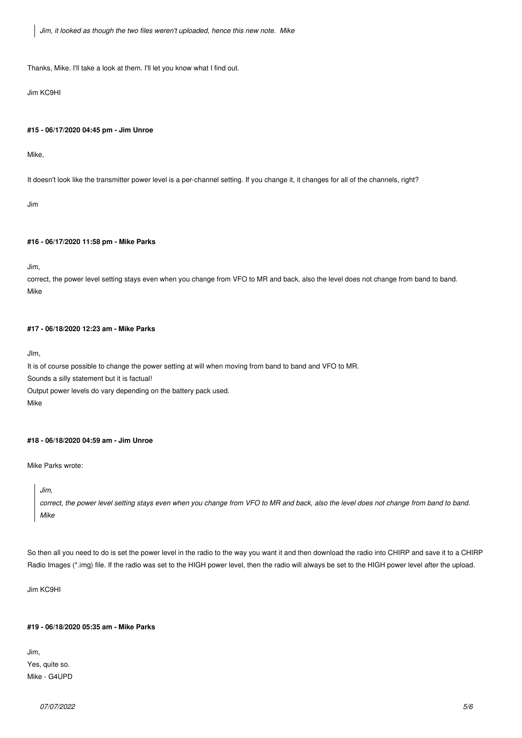> *Jim, it looked as though the two files weren't uploaded, hence this new note. Mike*

Thanks, Mike. I'll take a look at them. I'll let you know what I find out.

Jim KC9HI

#### #15 - 06/17/2020 04:45 pm - Jim Unroe

Mike,

It doesn't look like the transmitter power level is a per-channel setting. If you change it, it changes for all of the channels, right?

Jim

#### #16 - 06/17/2020 11:58 pm - Mike Parks

Jim,
correct, the power level setting stays even when you change from VFO to MR and back, also the level does not change from band to band.
Mike

#### #17 - 06/18/2020 12:23 am - Mike Parks

JIm,
It is of course possible to change the power setting at will when moving from band to band and VFO to MR.
Sounds a silly statement but it is factual!
Output power levels do vary depending on the battery pack used.
Mike

#### #18 - 06/18/2020 04:59 am - Jim Unroe

Mike Parks wrote:

> *Jim,*
> *correct, the power level setting stays even when you change from VFO to MR and back, also the level does not change from band to band.*
> *Mike*

So then all you need to do is set the power level in the radio to the way you want it and then download the radio into CHIRP and save it to a CHIRP Radio Images (*.img) file. If the radio was set to the HIGH power level, then the radio will always be set to the HIGH power level after the upload.

Jim KC9HI

#### #19 - 06/18/2020 05:35 am - Mike Parks

Jim,
Yes, quite so.
Mike - G4UPD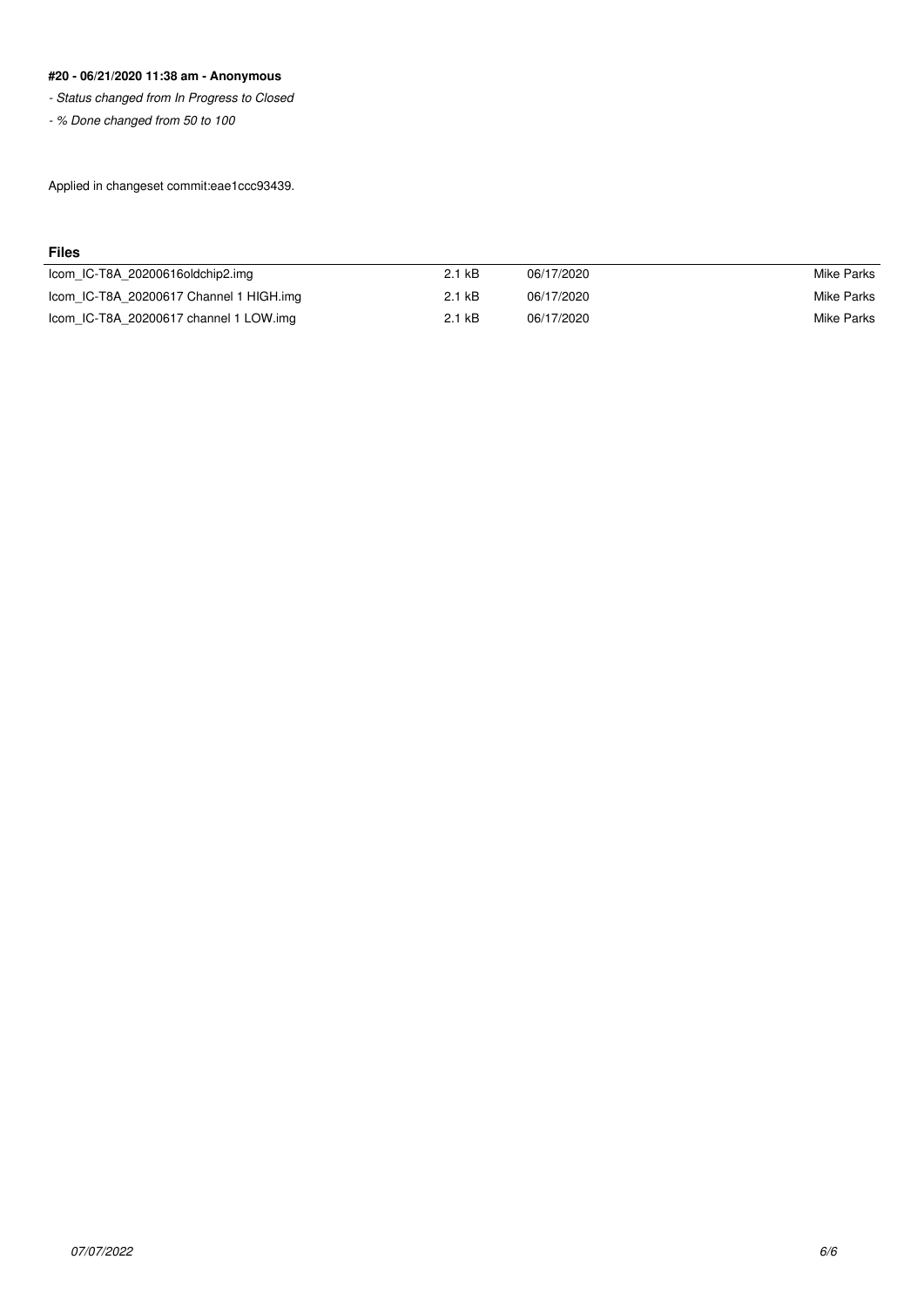#### #20 - 06/21/2020 11:38 am - Anonymous

- *Status changed from In Progress to Closed*
- *% Done changed from 50 to 100*

Applied in changeset commit:eae1ccc93439.

### Files

| | | | |
|---|---|---|---|
| Icom_IC-T8A_20200616oldchip2.img | 2.1 kB | 06/17/2020 | Mike Parks |
| Icom_IC-T8A_20200617 Channel 1 HIGH.img | 2.1 kB | 06/17/2020 | Mike Parks |
| Icom_IC-T8A_20200617 channel 1 LOW.img | 2.1 kB | 06/17/2020 | Mike Parks |